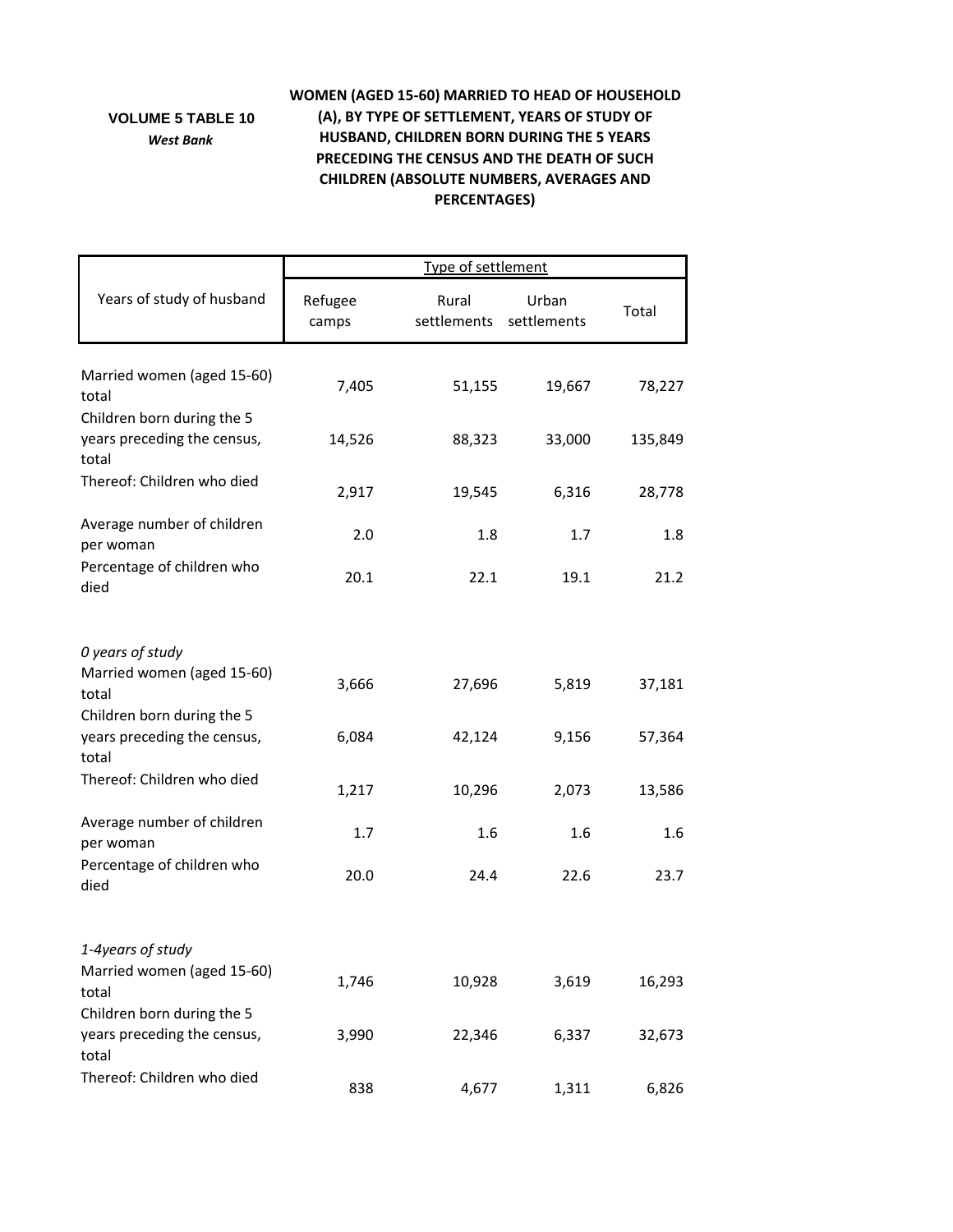**VOLUME 5 TABLE 10**

***West Bank***

**WOMEN (AGED 15-60) MARRIED TO HEAD OF HOUSEHOLD (A), BY TYPE OF SETTLEMENT, YEARS OF STUDY OF HUSBAND, CHILDREN BORN DURING THE 5 YEARS PRECEDING THE CENSUS AND THE DEATH OF SUCH CHILDREN (ABSOLUTE NUMBERS, AVERAGES AND PERCENTAGES)**

| Years of study of husband | Type of settlement | | | |
|---|---|---|---|---|
| | Refugee camps | Rural settlements | Urban settlements | Total |
| Married women (aged 15-60) total | 7,405 | 51,155 | 19,667 | 78,227 |
| Children born during the 5 years preceding the census, total | 14,526 | 88,323 | 33,000 | 135,849 |
| Thereof: Children who died | 2,917 | 19,545 | 6,316 | 28,778 |
| Average number of children per woman | 2.0 | 1.8 | 1.7 | 1.8 |
| Percentage of children who died | 20.1 | 22.1 | 19.1 | 21.2 |
| *0 years of study* | | | | |
| Married women (aged 15-60) total | 3,666 | 27,696 | 5,819 | 37,181 |
| Children born during the 5 years preceding the census, total | 6,084 | 42,124 | 9,156 | 57,364 |
| Thereof: Children who died | 1,217 | 10,296 | 2,073 | 13,586 |
| Average number of children per woman | 1.7 | 1.6 | 1.6 | 1.6 |
| Percentage of children who died | 20.0 | 24.4 | 22.6 | 23.7 |
| *1-4years of study* | | | | |
| Married women (aged 15-60) total | 1,746 | 10,928 | 3,619 | 16,293 |
| Children born during the 5 years preceding the census, total | 3,990 | 22,346 | 6,337 | 32,673 |
| Thereof: Children who died | 838 | 4,677 | 1,311 | 6,826 |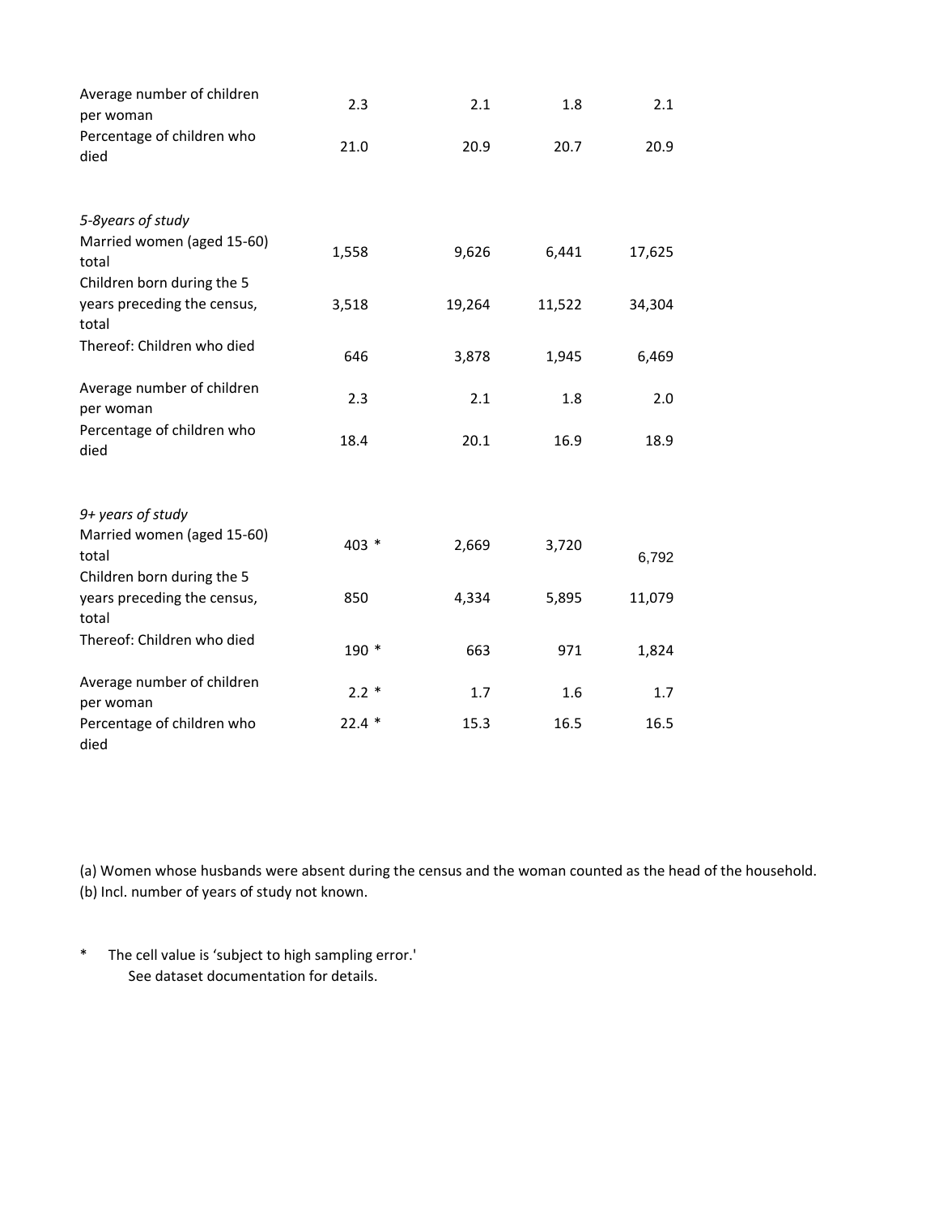| | | | | |
|---|---|---|---|---|
| Average number of children per woman | 2.3 | 2.1 | 1.8 | 2.1 |
| Percentage of children who died | 21.0 | 20.9 | 20.7 | 20.9 |
| *5-8years of study* | | | | |
| Married women (aged 15-60) total | 1,558 | 9,626 | 6,441 | 17,625 |
| Children born during the 5 years preceding the census, total | 3,518 | 19,264 | 11,522 | 34,304 |
| Thereof: Children who died | 646 | 3,878 | 1,945 | 6,469 |
| Average number of children per woman | 2.3 | 2.1 | 1.8 | 2.0 |
| Percentage of children who died | 18.4 | 20.1 | 16.9 | 18.9 |
| *9+ years of study* | | | | |
| Married women (aged 15-60) total | 403 * | 2,669 | 3,720 | 6,792 |
| Children born during the 5 years preceding the census, total | 850 | 4,334 | 5,895 | 11,079 |
| Thereof: Children who died | 190 * | 663 | 971 | 1,824 |
| Average number of children per woman | 2.2 * | 1.7 | 1.6 | 1.7 |
| Percentage of children who died | 22.4 * | 15.3 | 16.5 | 16.5 |

(a) Women whose husbands were absent during the census and the woman counted as the head of the household.
(b) Incl. number of years of study not known.

\* The cell value is 'subject to high sampling error.'
See dataset documentation for details.